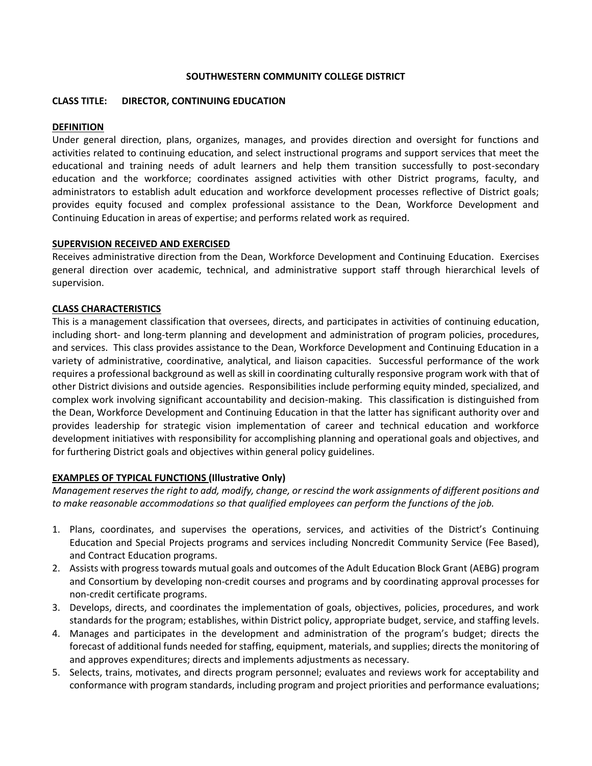# SOUTHWESTERN COMMUNITY COLLEGE DISTRICT

**CLASS TITLE: DIRECTOR, CONTINUING EDUCATION**

## DEFINITION

Under general direction, plans, organizes, manages, and provides direction and oversight for functions and activities related to continuing education, and select instructional programs and support services that meet the educational and training needs of adult learners and help them transition successfully to post-secondary education and the workforce; coordinates assigned activities with other District programs, faculty, and administrators to establish adult education and workforce development processes reflective of District goals; provides equity focused and complex professional assistance to the Dean, Workforce Development and Continuing Education in areas of expertise; and performs related work as required.

## SUPERVISION RECEIVED AND EXERCISED

Receives administrative direction from the Dean, Workforce Development and Continuing Education. Exercises general direction over academic, technical, and administrative support staff through hierarchical levels of supervision.

## CLASS CHARACTERISTICS

This is a management classification that oversees, directs, and participates in activities of continuing education, including short- and long-term planning and development and administration of program policies, procedures, and services. This class provides assistance to the Dean, Workforce Development and Continuing Education in a variety of administrative, coordinative, analytical, and liaison capacities. Successful performance of the work requires a professional background as well as skill in coordinating culturally responsive program work with that of other District divisions and outside agencies. Responsibilities include performing equity minded, specialized, and complex work involving significant accountability and decision-making. This classification is distinguished from the Dean, Workforce Development and Continuing Education in that the latter has significant authority over and provides leadership for strategic vision implementation of career and technical education and workforce development initiatives with responsibility for accomplishing planning and operational goals and objectives, and for furthering District goals and objectives within general policy guidelines.

## EXAMPLES OF TYPICAL FUNCTIONS (Illustrative Only)

*Management reserves the right to add, modify, change, or rescind the work assignments of different positions and to make reasonable accommodations so that qualified employees can perform the functions of the job.*

1. Plans, coordinates, and supervises the operations, services, and activities of the District's Continuing Education and Special Projects programs and services including Noncredit Community Service (Fee Based), and Contract Education programs.
2. Assists with progress towards mutual goals and outcomes of the Adult Education Block Grant (AEBG) program and Consortium by developing non-credit courses and programs and by coordinating approval processes for non-credit certificate programs.
3. Develops, directs, and coordinates the implementation of goals, objectives, policies, procedures, and work standards for the program; establishes, within District policy, appropriate budget, service, and staffing levels.
4. Manages and participates in the development and administration of the program's budget; directs the forecast of additional funds needed for staffing, equipment, materials, and supplies; directs the monitoring of and approves expenditures; directs and implements adjustments as necessary.
5. Selects, trains, motivates, and directs program personnel; evaluates and reviews work for acceptability and conformance with program standards, including program and project priorities and performance evaluations;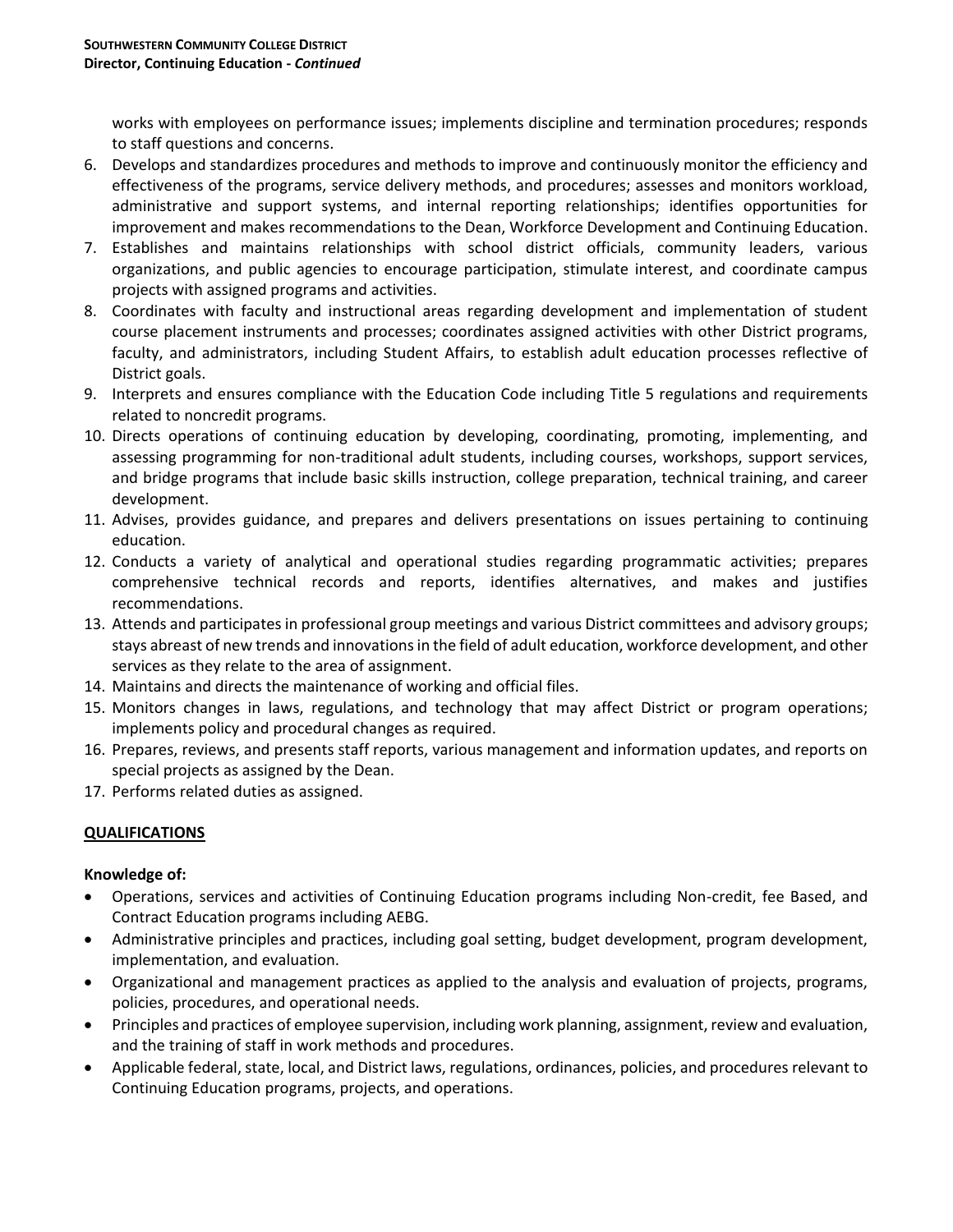works with employees on performance issues; implements discipline and termination procedures; responds to staff questions and concerns.

6. Develops and standardizes procedures and methods to improve and continuously monitor the efficiency and effectiveness of the programs, service delivery methods, and procedures; assesses and monitors workload, administrative and support systems, and internal reporting relationships; identifies opportunities for improvement and makes recommendations to the Dean, Workforce Development and Continuing Education.
7. Establishes and maintains relationships with school district officials, community leaders, various organizations, and public agencies to encourage participation, stimulate interest, and coordinate campus projects with assigned programs and activities.
8. Coordinates with faculty and instructional areas regarding development and implementation of student course placement instruments and processes; coordinates assigned activities with other District programs, faculty, and administrators, including Student Affairs, to establish adult education processes reflective of District goals.
9. Interprets and ensures compliance with the Education Code including Title 5 regulations and requirements related to noncredit programs.
10. Directs operations of continuing education by developing, coordinating, promoting, implementing, and assessing programming for non-traditional adult students, including courses, workshops, support services, and bridge programs that include basic skills instruction, college preparation, technical training, and career development.
11. Advises, provides guidance, and prepares and delivers presentations on issues pertaining to continuing education.
12. Conducts a variety of analytical and operational studies regarding programmatic activities; prepares comprehensive technical records and reports, identifies alternatives, and makes and justifies recommendations.
13. Attends and participates in professional group meetings and various District committees and advisory groups; stays abreast of new trends and innovations in the field of adult education, workforce development, and other services as they relate to the area of assignment.
14. Maintains and directs the maintenance of working and official files.
15. Monitors changes in laws, regulations, and technology that may affect District or program operations; implements policy and procedural changes as required.
16. Prepares, reviews, and presents staff reports, various management and information updates, and reports on special projects as assigned by the Dean.
17. Performs related duties as assigned.

## QUALIFICATIONS

**Knowledge of:**

- Operations, services and activities of Continuing Education programs including Non-credit, fee Based, and Contract Education programs including AEBG.
- Administrative principles and practices, including goal setting, budget development, program development, implementation, and evaluation.
- Organizational and management practices as applied to the analysis and evaluation of projects, programs, policies, procedures, and operational needs.
- Principles and practices of employee supervision, including work planning, assignment, review and evaluation, and the training of staff in work methods and procedures.
- Applicable federal, state, local, and District laws, regulations, ordinances, policies, and procedures relevant to Continuing Education programs, projects, and operations.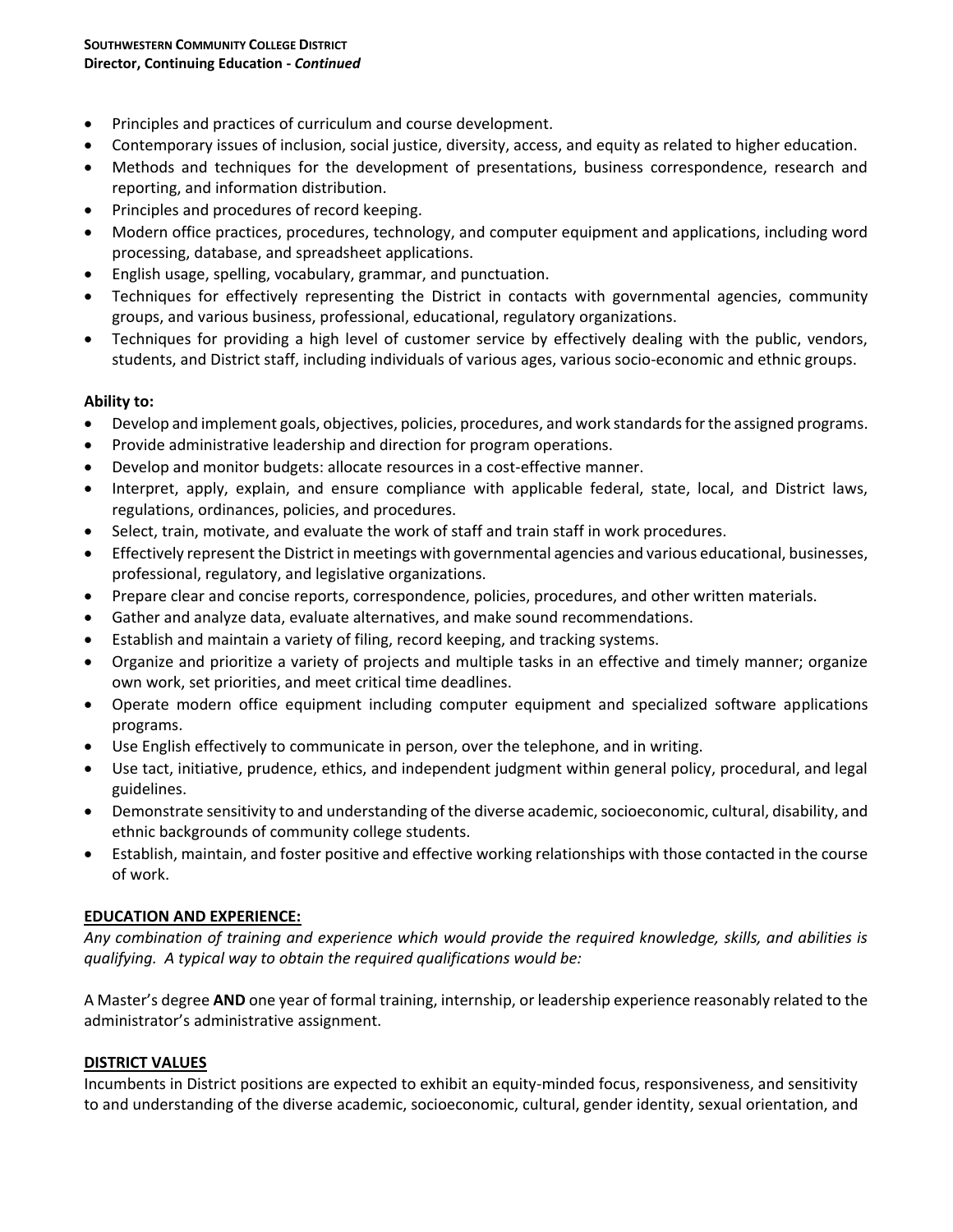- Principles and practices of curriculum and course development.
- Contemporary issues of inclusion, social justice, diversity, access, and equity as related to higher education.
- Methods and techniques for the development of presentations, business correspondence, research and reporting, and information distribution.
- Principles and procedures of record keeping.
- Modern office practices, procedures, technology, and computer equipment and applications, including word processing, database, and spreadsheet applications.
- English usage, spelling, vocabulary, grammar, and punctuation.
- Techniques for effectively representing the District in contacts with governmental agencies, community groups, and various business, professional, educational, regulatory organizations.
- Techniques for providing a high level of customer service by effectively dealing with the public, vendors, students, and District staff, including individuals of various ages, various socio-economic and ethnic groups.

**Ability to:**

- Develop and implement goals, objectives, policies, procedures, and work standards for the assigned programs.
- Provide administrative leadership and direction for program operations.
- Develop and monitor budgets: allocate resources in a cost-effective manner.
- Interpret, apply, explain, and ensure compliance with applicable federal, state, local, and District laws, regulations, ordinances, policies, and procedures.
- Select, train, motivate, and evaluate the work of staff and train staff in work procedures.
- Effectively represent the District in meetings with governmental agencies and various educational, businesses, professional, regulatory, and legislative organizations.
- Prepare clear and concise reports, correspondence, policies, procedures, and other written materials.
- Gather and analyze data, evaluate alternatives, and make sound recommendations.
- Establish and maintain a variety of filing, record keeping, and tracking systems.
- Organize and prioritize a variety of projects and multiple tasks in an effective and timely manner; organize own work, set priorities, and meet critical time deadlines.
- Operate modern office equipment including computer equipment and specialized software applications programs.
- Use English effectively to communicate in person, over the telephone, and in writing.
- Use tact, initiative, prudence, ethics, and independent judgment within general policy, procedural, and legal guidelines.
- Demonstrate sensitivity to and understanding of the diverse academic, socioeconomic, cultural, disability, and ethnic backgrounds of community college students.
- Establish, maintain, and foster positive and effective working relationships with those contacted in the course of work.

## EDUCATION AND EXPERIENCE:

*Any combination of training and experience which would provide the required knowledge, skills, and abilities is qualifying. A typical way to obtain the required qualifications would be:*

A Master's degree **AND** one year of formal training, internship, or leadership experience reasonably related to the administrator's administrative assignment.

## DISTRICT VALUES

Incumbents in District positions are expected to exhibit an equity-minded focus, responsiveness, and sensitivity to and understanding of the diverse academic, socioeconomic, cultural, gender identity, sexual orientation, and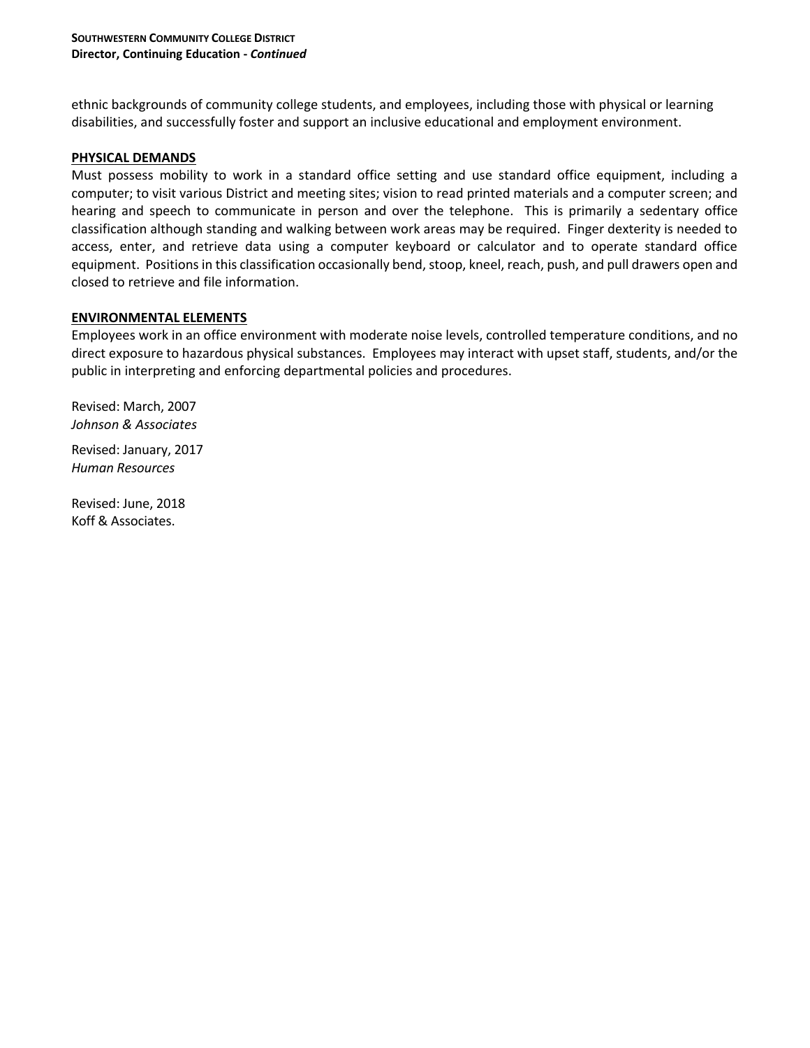ethnic backgrounds of community college students, and employees, including those with physical or learning disabilities, and successfully foster and support an inclusive educational and employment environment.

## PHYSICAL DEMANDS

Must possess mobility to work in a standard office setting and use standard office equipment, including a computer; to visit various District and meeting sites; vision to read printed materials and a computer screen; and hearing and speech to communicate in person and over the telephone. This is primarily a sedentary office classification although standing and walking between work areas may be required. Finger dexterity is needed to access, enter, and retrieve data using a computer keyboard or calculator and to operate standard office equipment. Positions in this classification occasionally bend, stoop, kneel, reach, push, and pull drawers open and closed to retrieve and file information.

## ENVIRONMENTAL ELEMENTS

Employees work in an office environment with moderate noise levels, controlled temperature conditions, and no direct exposure to hazardous physical substances. Employees may interact with upset staff, students, and/or the public in interpreting and enforcing departmental policies and procedures.

Revised: March, 2007
*Johnson & Associates*

Revised: January, 2017
*Human Resources*

Revised: June, 2018
Koff & Associates.